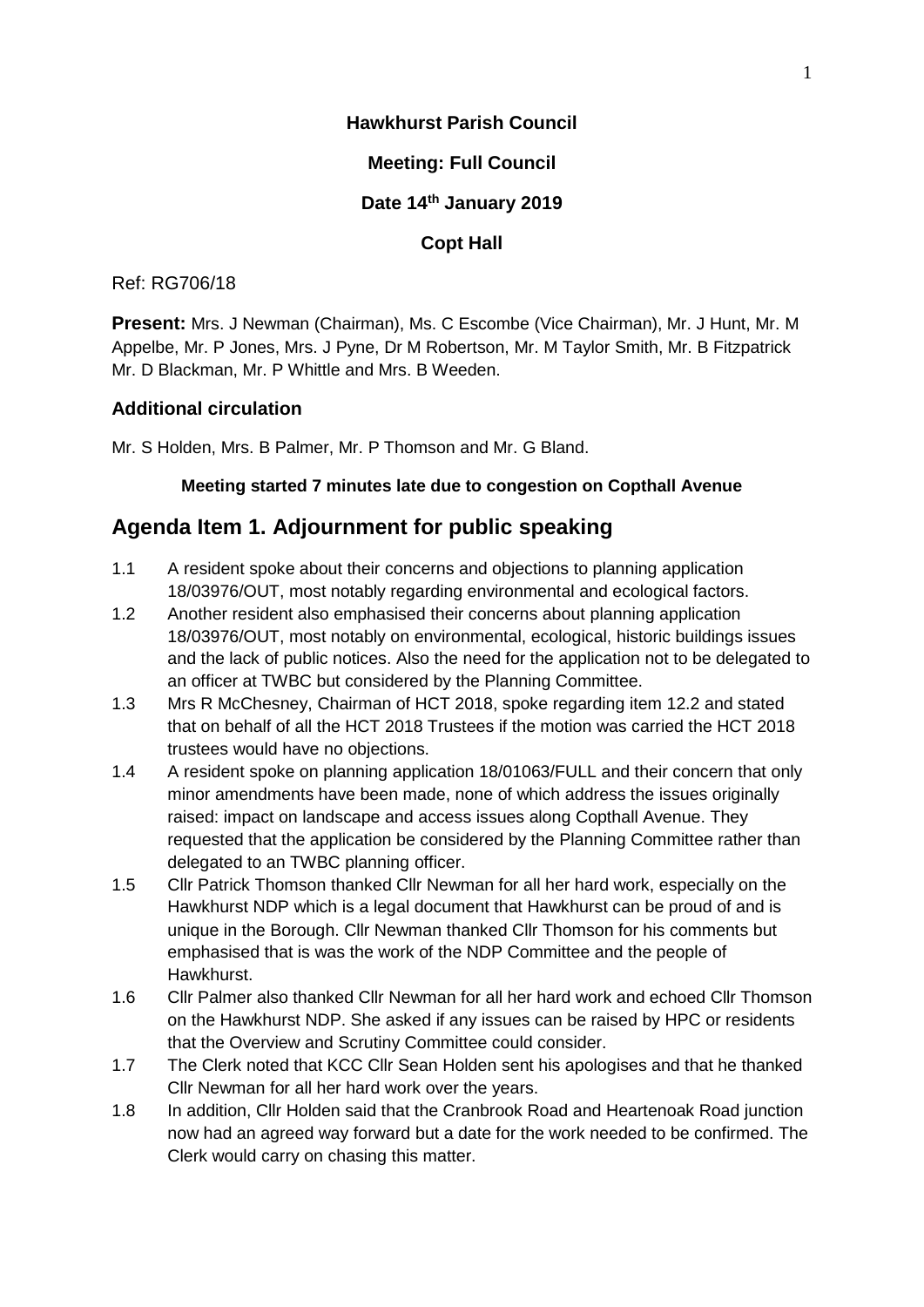**Hawkhurst Parish Council**

**Meeting: Full Council**

**Date 14th January 2019**

**Copt Hall**

Ref: RG706/18

**Present:** Mrs. J Newman (Chairman), Ms. C Escombe (Vice Chairman), Mr. J Hunt, Mr. M Appelbe, Mr. P Jones, Mrs. J Pyne, Dr M Robertson, Mr. M Taylor Smith, Mr. B Fitzpatrick Mr. D Blackman, Mr. P Whittle and Mrs. B Weeden.

### Additional circulation

Mr. S Holden, Mrs. B Palmer, Mr. P Thomson and Mr. G Bland.

**Meeting started 7 minutes late due to congestion on Copthall Avenue**

## Agenda Item 1. Adjournment for public speaking

1.1 A resident spoke about their concerns and objections to planning application 18/03976/OUT, most notably regarding environmental and ecological factors.

1.2 Another resident also emphasised their concerns about planning application 18/03976/OUT, most notably on environmental, ecological, historic buildings issues and the lack of public notices. Also the need for the application not to be delegated to an officer at TWBC but considered by the Planning Committee.

1.3 Mrs R McChesney, Chairman of HCT 2018, spoke regarding item 12.2 and stated that on behalf of all the HCT 2018 Trustees if the motion was carried the HCT 2018 trustees would have no objections.

1.4 A resident spoke on planning application 18/01063/FULL and their concern that only minor amendments have been made, none of which address the issues originally raised: impact on landscape and access issues along Copthall Avenue. They requested that the application be considered by the Planning Committee rather than delegated to an TWBC planning officer.

1.5 Cllr Patrick Thomson thanked Cllr Newman for all her hard work, especially on the Hawkhurst NDP which is a legal document that Hawkhurst can be proud of and is unique in the Borough. Cllr Newman thanked Cllr Thomson for his comments but emphasised that is was the work of the NDP Committee and the people of Hawkhurst.

1.6 Cllr Palmer also thanked Cllr Newman for all her hard work and echoed Cllr Thomson on the Hawkhurst NDP. She asked if any issues can be raised by HPC or residents that the Overview and Scrutiny Committee could consider.

1.7 The Clerk noted that KCC Cllr Sean Holden sent his apologises and that he thanked Cllr Newman for all her hard work over the years.

1.8 In addition, Cllr Holden said that the Cranbrook Road and Heartenoak Road junction now had an agreed way forward but a date for the work needed to be confirmed. The Clerk would carry on chasing this matter.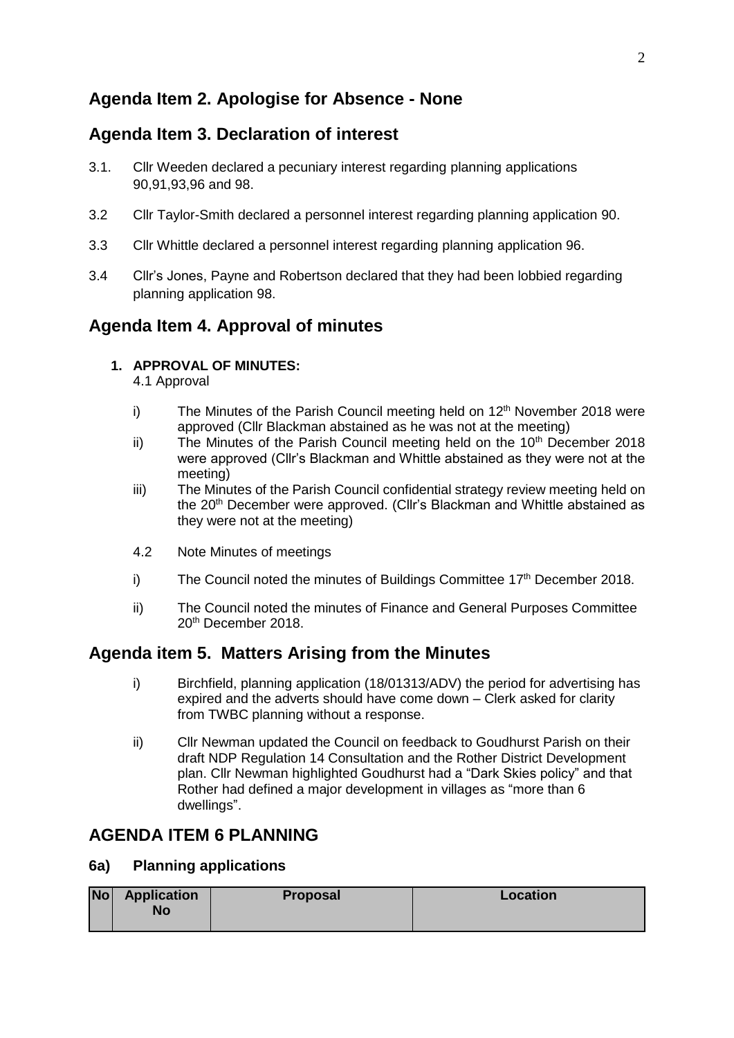## Agenda Item 2. Apologise for Absence - None

## Agenda Item 3. Declaration of interest

3.1. Cllr Weeden declared a pecuniary interest regarding planning applications 90,91,93,96 and 98.

3.2 Cllr Taylor-Smith declared a personnel interest regarding planning application 90.

3.3 Cllr Whittle declared a personnel interest regarding planning application 96.

3.4 Cllr's Jones, Payne and Robertson declared that they had been lobbied regarding planning application 98.

## Agenda Item 4. Approval of minutes

1. **APPROVAL OF MINUTES:**

4.1 Approval

i) The Minutes of the Parish Council meeting held on 12th November 2018 were approved (Cllr Blackman abstained as he was not at the meeting)

ii) The Minutes of the Parish Council meeting held on the 10th December 2018 were approved (Cllr's Blackman and Whittle abstained as they were not at the meeting)

iii) The Minutes of the Parish Council confidential strategy review meeting held on the 20th December were approved. (Cllr's Blackman and Whittle abstained as they were not at the meeting)

4.2 Note Minutes of meetings

i) The Council noted the minutes of Buildings Committee 17th December 2018.

ii) The Council noted the minutes of Finance and General Purposes Committee 20th December 2018.

## Agenda item 5. Matters Arising from the Minutes

i) Birchfield, planning application (18/01313/ADV) the period for advertising has expired and the adverts should have come down – Clerk asked for clarity from TWBC planning without a response.

ii) Cllr Newman updated the Council on feedback to Goudhurst Parish on their draft NDP Regulation 14 Consultation and the Rother District Development plan. Cllr Newman highlighted Goudhurst had a "Dark Skies policy" and that Rother had defined a major development in villages as "more than 6 dwellings".

## AGENDA ITEM 6 PLANNING

### 6a) Planning applications

| No | Application No | Proposal | Location |
|---|---|---|---|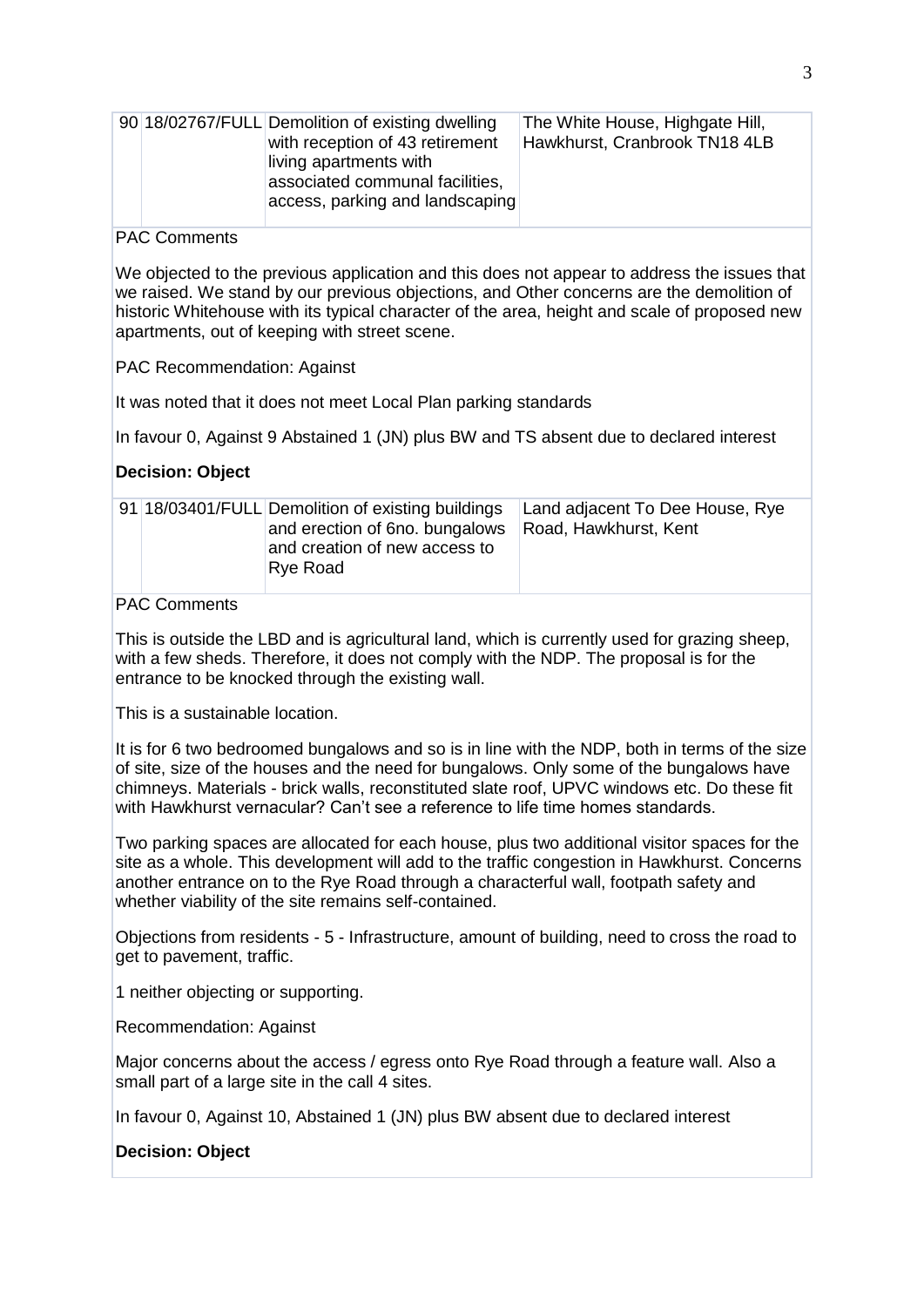| 90 | 18/02767/FULL | Demolition of existing dwelling with reception of 43 retirement living apartments with associated communal facilities, access, parking and landscaping | The White House, Highgate Hill, Hawkhurst, Cranbrook TN18 4LB |
|---|---|---|---|

PAC Comments

We objected to the previous application and this does not appear to address the issues that we raised. We stand by our previous objections, and Other concerns are the demolition of historic Whitehouse with its typical character of the area, height and scale of proposed new apartments, out of keeping with street scene.

PAC Recommendation: Against

It was noted that it does not meet Local Plan parking standards

In favour 0, Against 9 Abstained 1 (JN) plus BW and TS absent due to declared interest

**Decision: Object**

| 91 | 18/03401/FULL | Demolition of existing buildings and erection of 6no. bungalows and creation of new access to Rye Road | Land adjacent To Dee House, Rye Road, Hawkhurst, Kent |
|---|---|---|---|

PAC Comments

This is outside the LBD and is agricultural land, which is currently used for grazing sheep, with a few sheds. Therefore, it does not comply with the NDP. The proposal is for the entrance to be knocked through the existing wall.

This is a sustainable location.

It is for 6 two bedroomed bungalows and so is in line with the NDP, both in terms of the size of site, size of the houses and the need for bungalows. Only some of the bungalows have chimneys. Materials - brick walls, reconstituted slate roof, UPVC windows etc. Do these fit with Hawkhurst vernacular? Can't see a reference to life time homes standards.

Two parking spaces are allocated for each house, plus two additional visitor spaces for the site as a whole. This development will add to the traffic congestion in Hawkhurst. Concerns another entrance on to the Rye Road through a characterful wall, footpath safety and whether viability of the site remains self-contained.

Objections from residents - 5 - Infrastructure, amount of building, need to cross the road to get to pavement, traffic.

1 neither objecting or supporting.

Recommendation: Against

Major concerns about the access / egress onto Rye Road through a feature wall. Also a small part of a large site in the call 4 sites.

In favour 0, Against 10, Abstained 1 (JN) plus BW absent due to declared interest

**Decision: Object**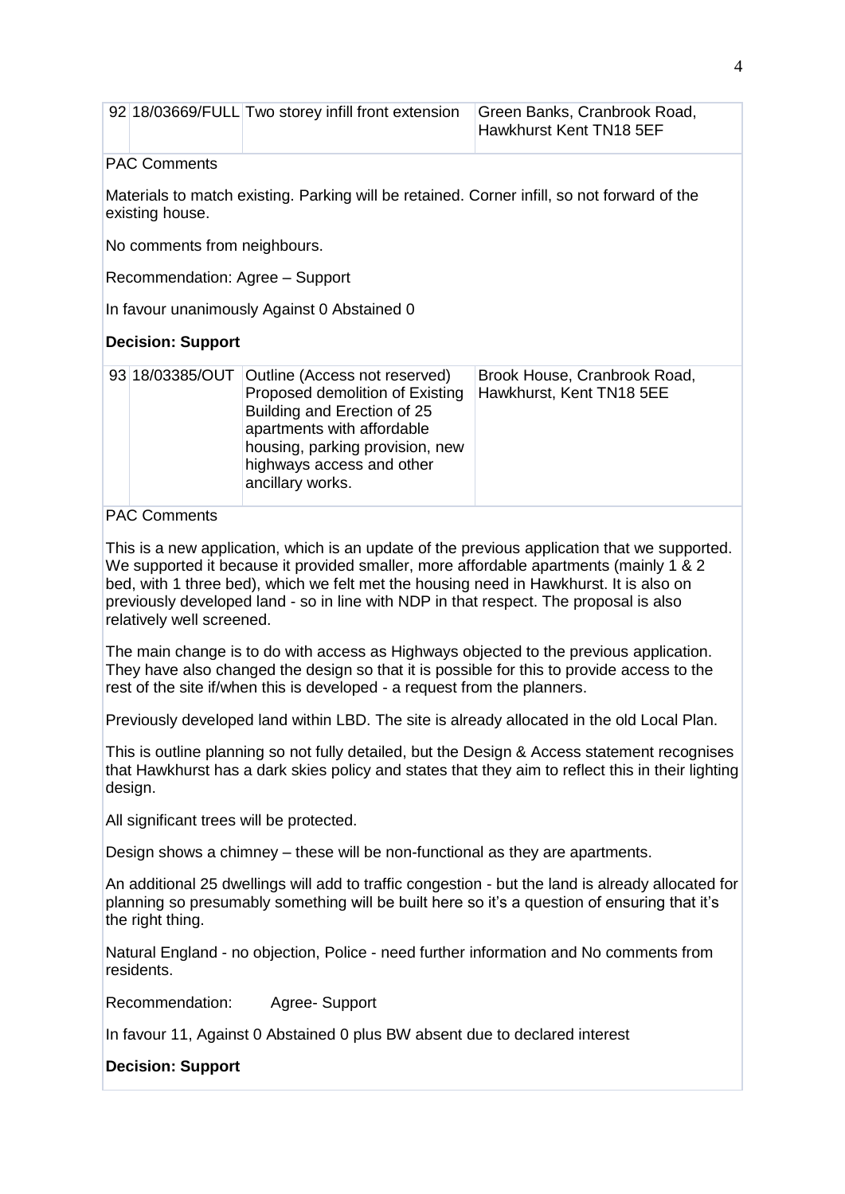| 92 | 18/03669/FULL | Two storey infill front extension | Green Banks, Cranbrook Road, Hawkhurst Kent TN18 5EF |
|---|---|---|---|

PAC Comments

Materials to match existing. Parking will be retained. Corner infill, so not forward of the existing house.

No comments from neighbours.

Recommendation: Agree – Support

In favour unanimously Against 0 Abstained 0

**Decision: Support**

| 93 | 18/03385/OUT | Outline (Access not reserved) Proposed demolition of Existing Building and Erection of 25 apartments with affordable housing, parking provision, new highways access and other ancillary works. | Brook House, Cranbrook Road, Hawkhurst, Kent TN18 5EE |
|---|---|---|---|

PAC Comments

This is a new application, which is an update of the previous application that we supported. We supported it because it provided smaller, more affordable apartments (mainly 1 & 2 bed, with 1 three bed), which we felt met the housing need in Hawkhurst. It is also on previously developed land - so in line with NDP in that respect. The proposal is also relatively well screened.

The main change is to do with access as Highways objected to the previous application. They have also changed the design so that it is possible for this to provide access to the rest of the site if/when this is developed - a request from the planners.

Previously developed land within LBD. The site is already allocated in the old Local Plan.

This is outline planning so not fully detailed, but the Design & Access statement recognises that Hawkhurst has a dark skies policy and states that they aim to reflect this in their lighting design.

All significant trees will be protected.

Design shows a chimney – these will be non-functional as they are apartments.

An additional 25 dwellings will add to traffic congestion - but the land is already allocated for planning so presumably something will be built here so it's a question of ensuring that it's the right thing.

Natural England - no objection, Police - need further information and No comments from residents.

Recommendation: Agree- Support

In favour 11, Against 0 Abstained 0 plus BW absent due to declared interest

**Decision: Support**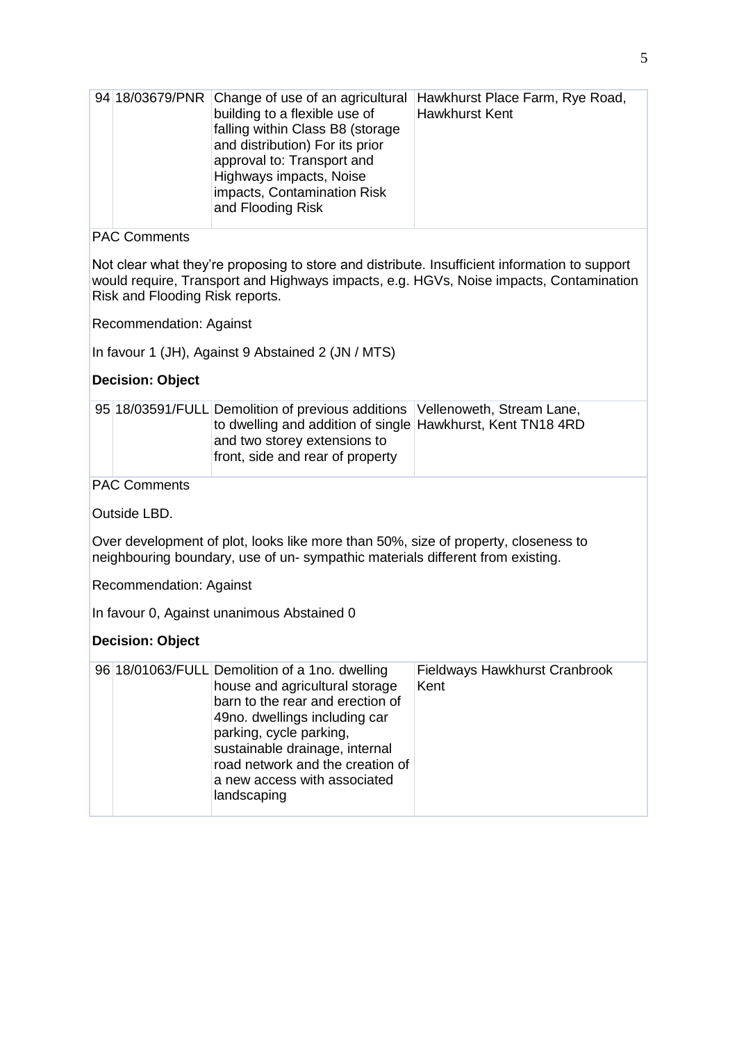| 94 | 18/03679/PNR | Change of use of an agricultural building to a flexible use of falling within Class B8 (storage and distribution) For its prior approval to: Transport and Highways impacts, Noise impacts, Contamination Risk and Flooding Risk | Hawkhurst Place Farm, Rye Road, Hawkhurst Kent |
|---|---|---|---|

PAC Comments

Not clear what they're proposing to store and distribute. Insufficient information to support would require, Transport and Highways impacts, e.g. HGVs, Noise impacts, Contamination Risk and Flooding Risk reports.

Recommendation: Against

In favour 1 (JH), Against 9 Abstained 2 (JN / MTS)

**Decision: Object**

| 95 | 18/03591/FULL | Demolition of previous additions to dwelling and addition of single and two storey extensions to front, side and rear of property | Vellenoweth, Stream Lane, Hawkhurst, Kent TN18 4RD |
|---|---|---|---|

PAC Comments

Outside LBD.

Over development of plot, looks like more than 50%, size of property, closeness to neighbouring boundary, use of un- sympathic materials different from existing.

Recommendation: Against

In favour 0, Against unanimous Abstained 0

**Decision: Object**

| 96 | 18/01063/FULL | Demolition of a 1no. dwelling house and agricultural storage barn to the rear and erection of 49no. dwellings including car parking, cycle parking, sustainable drainage, internal road network and the creation of a new access with associated landscaping | Fieldways Hawkhurst Cranbrook Kent |
|---|---|---|---|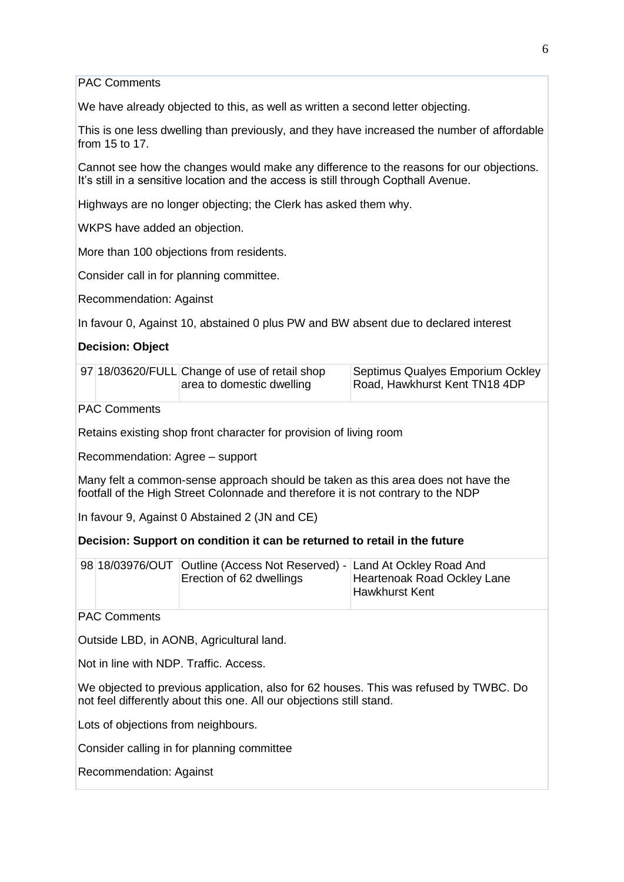PAC Comments

We have already objected to this, as well as written a second letter objecting.

This is one less dwelling than previously, and they have increased the number of affordable from 15 to 17.

Cannot see how the changes would make any difference to the reasons for our objections. It's still in a sensitive location and the access is still through Copthall Avenue.

Highways are no longer objecting; the Clerk has asked them why.

WKPS have added an objection.

More than 100 objections from residents.

Consider call in for planning committee.

Recommendation: Against

In favour 0, Against 10, abstained 0 plus PW and BW absent due to declared interest

**Decision: Object**

| 97 | 18/03620/FULL | Change of use of retail shop area to domestic dwelling | Septimus Qualyes Emporium Ockley Road, Hawkhurst Kent TN18 4DP |
|---|---|---|---|

PAC Comments

Retains existing shop front character for provision of living room

Recommendation: Agree – support

Many felt a common-sense approach should be taken as this area does not have the footfall of the High Street Colonnade and therefore it is not contrary to the NDP

In favour 9, Against 0 Abstained 2 (JN and CE)

**Decision: Support on condition it can be returned to retail in the future**

| 98 | 18/03976/OUT | Outline (Access Not Reserved) - Erection of 62 dwellings | Land At Ockley Road And Heartenoak Road Ockley Lane Hawkhurst Kent |
|---|---|---|---|

PAC Comments

Outside LBD, in AONB, Agricultural land.

Not in line with NDP. Traffic. Access.

We objected to previous application, also for 62 houses. This was refused by TWBC. Do not feel differently about this one. All our objections still stand.

Lots of objections from neighbours.

Consider calling in for planning committee

Recommendation: Against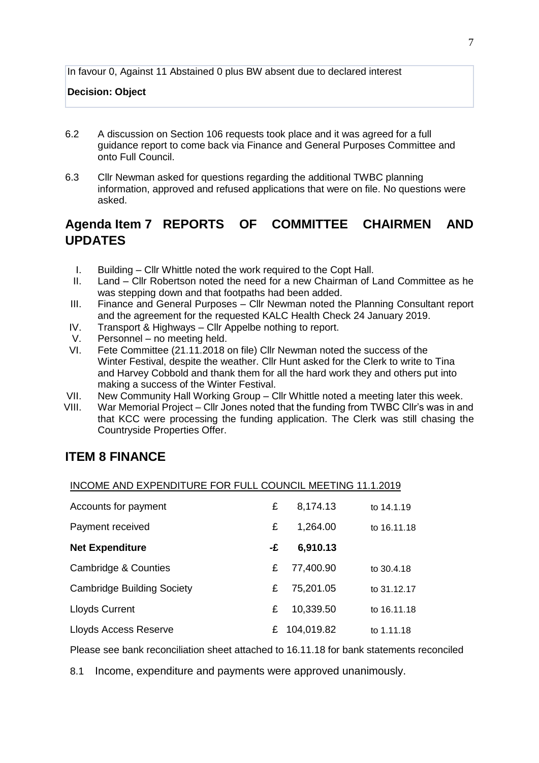In favour 0, Against 11 Abstained 0 plus BW absent due to declared interest

**Decision: Object**

6.2 A discussion on Section 106 requests took place and it was agreed for a full guidance report to come back via Finance and General Purposes Committee and onto Full Council.

6.3 Cllr Newman asked for questions regarding the additional TWBC planning information, approved and refused applications that were on file. No questions were asked.

## Agenda Item 7 REPORTS OF COMMITTEE CHAIRMEN AND UPDATES

I. Building – Cllr Whittle noted the work required to the Copt Hall.
II. Land – Cllr Robertson noted the need for a new Chairman of Land Committee as he was stepping down and that footpaths had been added.
III. Finance and General Purposes – Cllr Newman noted the Planning Consultant report and the agreement for the requested KALC Health Check 24 January 2019.
IV. Transport & Highways – Cllr Appelbe nothing to report.
V. Personnel – no meeting held.
VI. Fete Committee (21.11.2018 on file) Cllr Newman noted the success of the Winter Festival, despite the weather. Cllr Hunt asked for the Clerk to write to Tina and Harvey Cobbold and thank them for all the hard work they and others put into making a success of the Winter Festival.
VII. New Community Hall Working Group – Cllr Whittle noted a meeting later this week.
VIII. War Memorial Project – Cllr Jones noted that the funding from TWBC Cllr's was in and that KCC were processing the funding application. The Clerk was still chasing the Countryside Properties Offer.

## ITEM 8 FINANCE

INCOME AND EXPENDITURE FOR FULL COUNCIL MEETING 11.1.2019

| | | | |
|---|---|---|---|
| Accounts for payment | £ | 8,174.13 | to 14.1.19 |
| Payment received | £ | 1,264.00 | to 16.11.18 |
| **Net Expenditure** | **-£** | **6,910.13** | |
| Cambridge & Counties | £ | 77,400.90 | to 30.4.18 |
| Cambridge Building Society | £ | 75,201.05 | to 31.12.17 |
| Lloyds Current | £ | 10,339.50 | to 16.11.18 |
| Lloyds Access Reserve | £ | 104,019.82 | to 1.11.18 |

Please see bank reconciliation sheet attached to 16.11.18 for bank statements reconciled

8.1 Income, expenditure and payments were approved unanimously.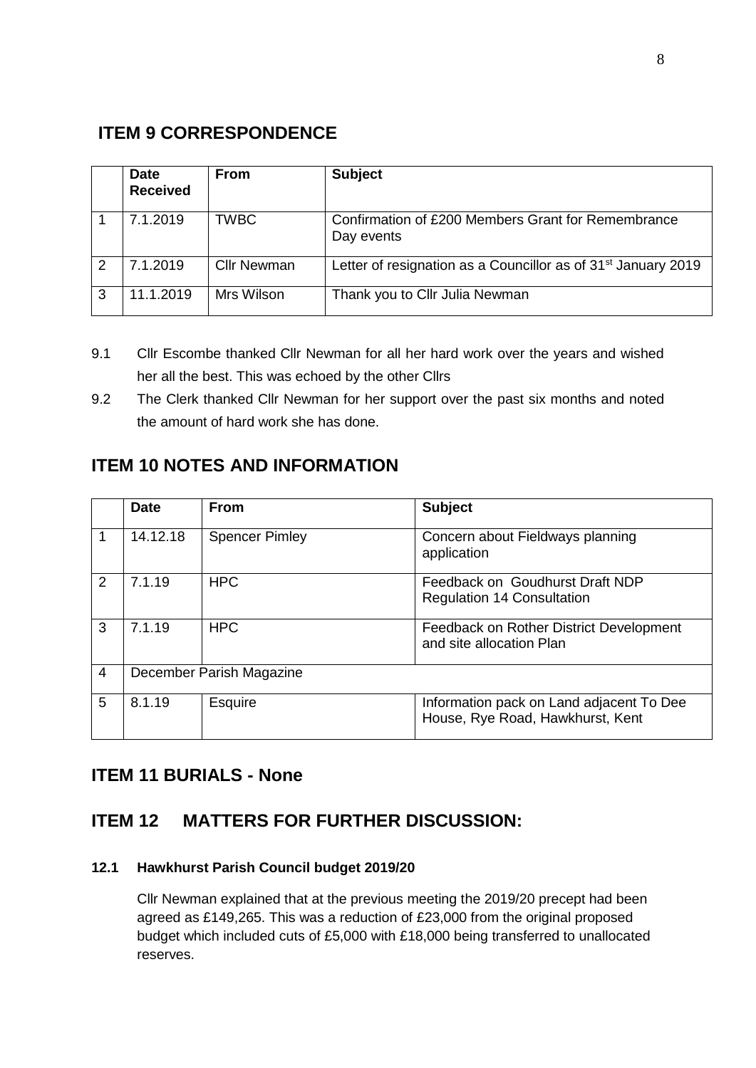## ITEM 9 CORRESPONDENCE

| | Date Received | From | Subject |
|---|---|---|---|
| 1 | 7.1.2019 | TWBC | Confirmation of £200 Members Grant for Remembrance Day events |
| 2 | 7.1.2019 | Cllr Newman | Letter of resignation as a Councillor as of 31st January 2019 |
| 3 | 11.1.2019 | Mrs Wilson | Thank you to Cllr Julia Newman |

9.1 Cllr Escombe thanked Cllr Newman for all her hard work over the years and wished her all the best. This was echoed by the other Cllrs

9.2 The Clerk thanked Cllr Newman for her support over the past six months and noted the amount of hard work she has done.

## ITEM 10 NOTES AND INFORMATION

| | Date | From | Subject |
|---|---|---|---|
| 1 | 14.12.18 | Spencer Pimley | Concern about Fieldways planning application |
| 2 | 7.1.19 | HPC | Feedback on Goudhurst Draft NDP Regulation 14 Consultation |
| 3 | 7.1.19 | HPC | Feedback on Rother District Development and site allocation Plan |
| 4 | December Parish Magazine | | |
| 5 | 8.1.19 | Esquire | Information pack on Land adjacent To Dee House, Rye Road, Hawkhurst, Kent |

## ITEM 11 BURIALS - None

## ITEM 12 MATTERS FOR FURTHER DISCUSSION:

**12.1 Hawkhurst Parish Council budget 2019/20**

Cllr Newman explained that at the previous meeting the 2019/20 precept had been agreed as £149,265. This was a reduction of £23,000 from the original proposed budget which included cuts of £5,000 with £18,000 being transferred to unallocated reserves.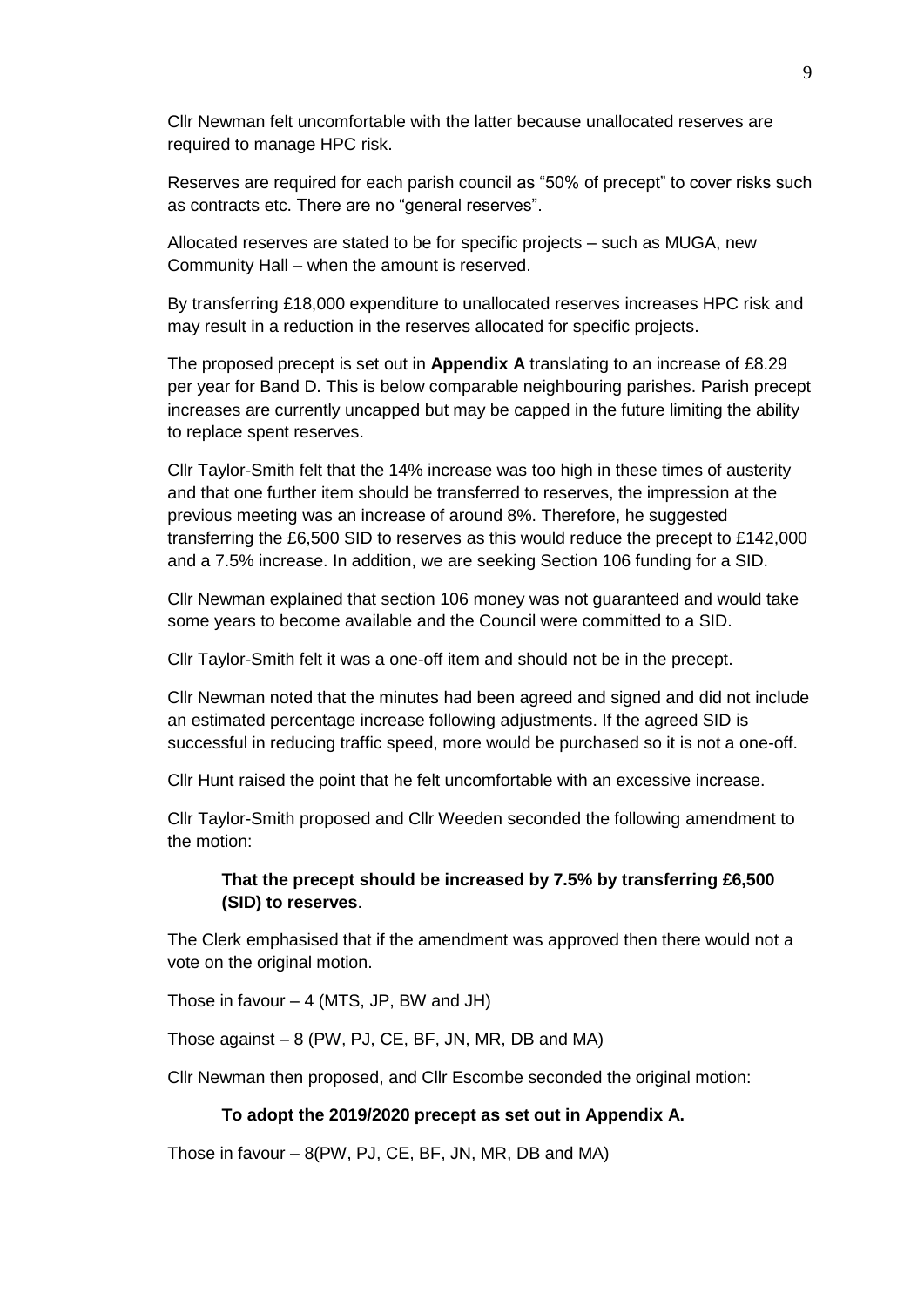Cllr Newman felt uncomfortable with the latter because unallocated reserves are required to manage HPC risk.

Reserves are required for each parish council as "50% of precept" to cover risks such as contracts etc. There are no "general reserves".

Allocated reserves are stated to be for specific projects – such as MUGA, new Community Hall – when the amount is reserved.

By transferring £18,000 expenditure to unallocated reserves increases HPC risk and may result in a reduction in the reserves allocated for specific projects.

The proposed precept is set out in **Appendix A** translating to an increase of £8.29 per year for Band D. This is below comparable neighbouring parishes. Parish precept increases are currently uncapped but may be capped in the future limiting the ability to replace spent reserves.

Cllr Taylor-Smith felt that the 14% increase was too high in these times of austerity and that one further item should be transferred to reserves, the impression at the previous meeting was an increase of around 8%. Therefore, he suggested transferring the £6,500 SID to reserves as this would reduce the precept to £142,000 and a 7.5% increase. In addition, we are seeking Section 106 funding for a SID.

Cllr Newman explained that section 106 money was not guaranteed and would take some years to become available and the Council were committed to a SID.

Cllr Taylor-Smith felt it was a one-off item and should not be in the precept.

Cllr Newman noted that the minutes had been agreed and signed and did not include an estimated percentage increase following adjustments. If the agreed SID is successful in reducing traffic speed, more would be purchased so it is not a one-off.

Cllr Hunt raised the point that he felt uncomfortable with an excessive increase.

Cllr Taylor-Smith proposed and Cllr Weeden seconded the following amendment to the motion:

> **That the precept should be increased by 7.5% by transferring £6,500 (SID) to reserves**.

The Clerk emphasised that if the amendment was approved then there would not a vote on the original motion.

Those in favour – 4 (MTS, JP, BW and JH)

Those against – 8 (PW, PJ, CE, BF, JN, MR, DB and MA)

Cllr Newman then proposed, and Cllr Escombe seconded the original motion:

> **To adopt the 2019/2020 precept as set out in Appendix A.**

Those in favour – 8(PW, PJ, CE, BF, JN, MR, DB and MA)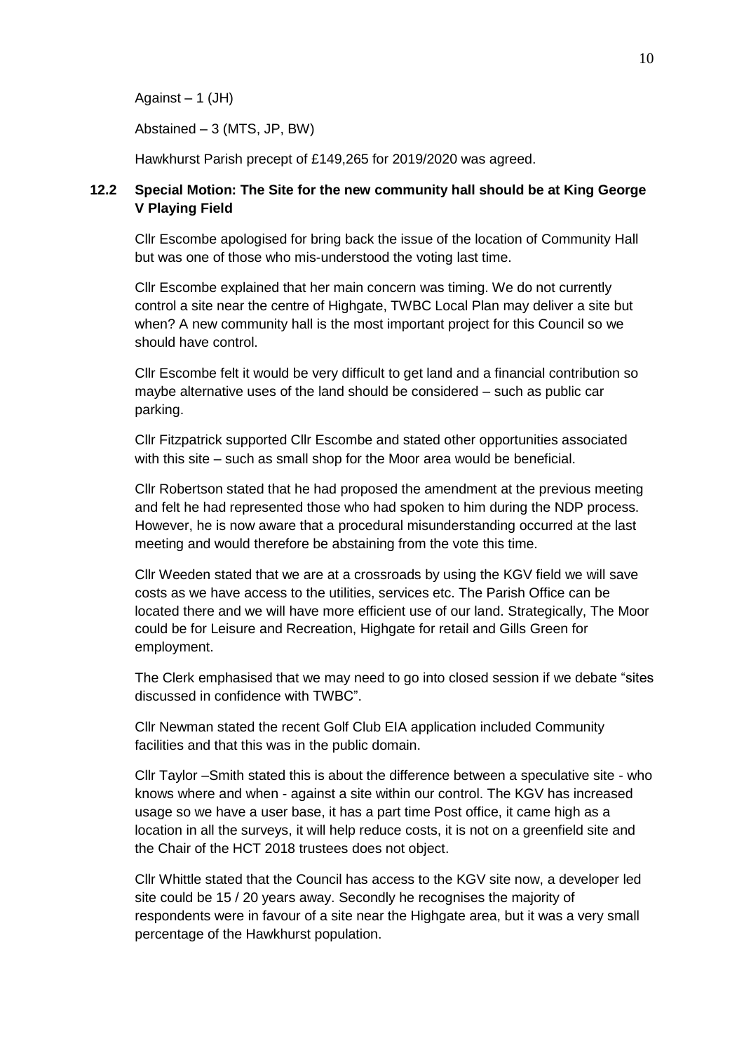Against – 1 (JH)

Abstained – 3 (MTS, JP, BW)

Hawkhurst Parish precept of £149,265 for 2019/2020 was agreed.

### 12.2 Special Motion: The Site for the new community hall should be at King George V Playing Field

Cllr Escombe apologised for bring back the issue of the location of Community Hall but was one of those who mis-understood the voting last time.

Cllr Escombe explained that her main concern was timing. We do not currently control a site near the centre of Highgate, TWBC Local Plan may deliver a site but when? A new community hall is the most important project for this Council so we should have control.

Cllr Escombe felt it would be very difficult to get land and a financial contribution so maybe alternative uses of the land should be considered – such as public car parking.

Cllr Fitzpatrick supported Cllr Escombe and stated other opportunities associated with this site – such as small shop for the Moor area would be beneficial.

Cllr Robertson stated that he had proposed the amendment at the previous meeting and felt he had represented those who had spoken to him during the NDP process. However, he is now aware that a procedural misunderstanding occurred at the last meeting and would therefore be abstaining from the vote this time.

Cllr Weeden stated that we are at a crossroads by using the KGV field we will save costs as we have access to the utilities, services etc. The Parish Office can be located there and we will have more efficient use of our land. Strategically, The Moor could be for Leisure and Recreation, Highgate for retail and Gills Green for employment.

The Clerk emphasised that we may need to go into closed session if we debate "sites discussed in confidence with TWBC".

Cllr Newman stated the recent Golf Club EIA application included Community facilities and that this was in the public domain.

Cllr Taylor –Smith stated this is about the difference between a speculative site - who knows where and when - against a site within our control. The KGV has increased usage so we have a user base, it has a part time Post office, it came high as a location in all the surveys, it will help reduce costs, it is not on a greenfield site and the Chair of the HCT 2018 trustees does not object.

Cllr Whittle stated that the Council has access to the KGV site now, a developer led site could be 15 / 20 years away. Secondly he recognises the majority of respondents were in favour of a site near the Highgate area, but it was a very small percentage of the Hawkhurst population.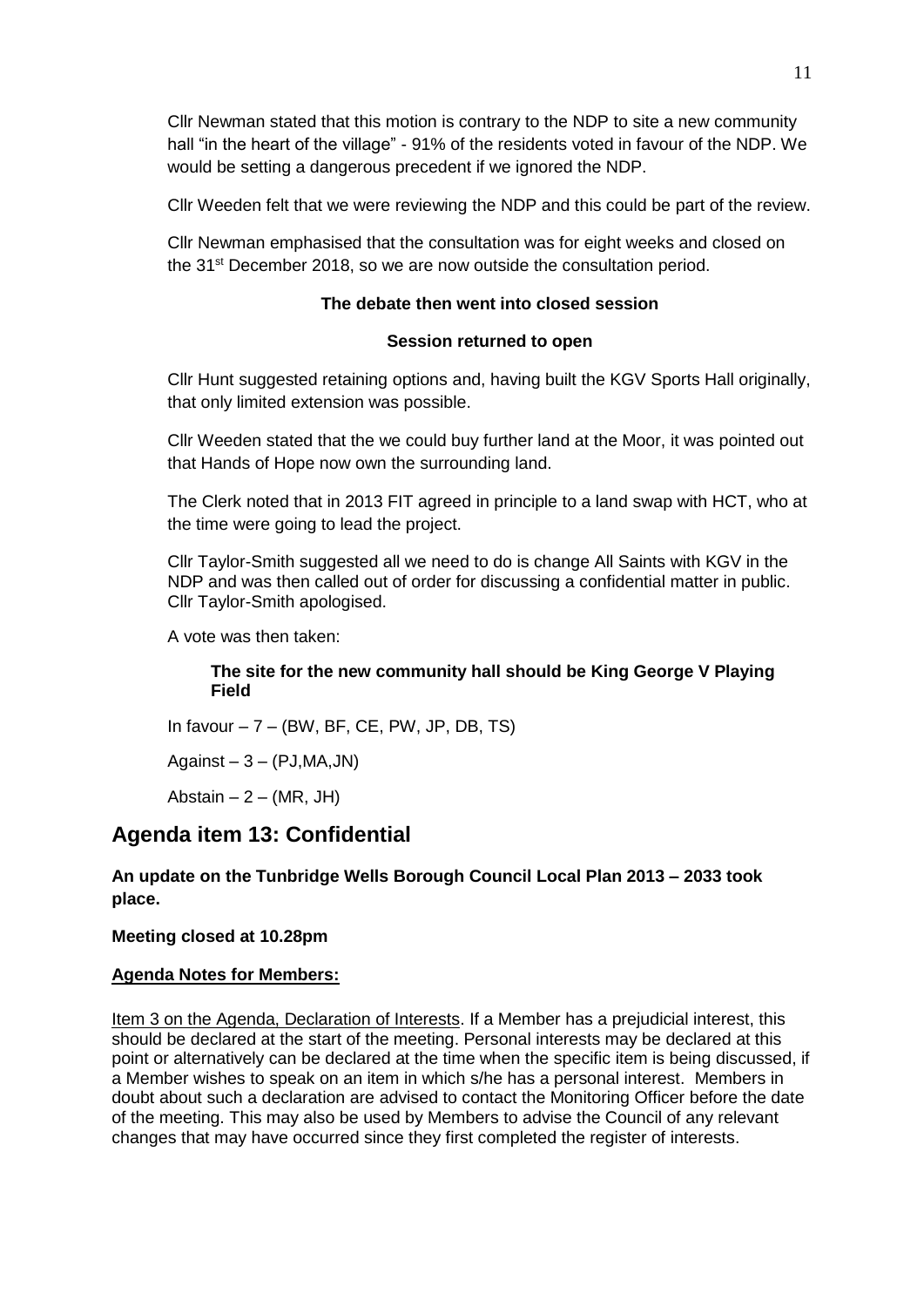Cllr Newman stated that this motion is contrary to the NDP to site a new community hall "in the heart of the village" - 91% of the residents voted in favour of the NDP. We would be setting a dangerous precedent if we ignored the NDP.

Cllr Weeden felt that we were reviewing the NDP and this could be part of the review.

Cllr Newman emphasised that the consultation was for eight weeks and closed on the 31st December 2018, so we are now outside the consultation period.

**The debate then went into closed session**

**Session returned to open**

Cllr Hunt suggested retaining options and, having built the KGV Sports Hall originally, that only limited extension was possible.

Cllr Weeden stated that the we could buy further land at the Moor, it was pointed out that Hands of Hope now own the surrounding land.

The Clerk noted that in 2013 FIT agreed in principle to a land swap with HCT, who at the time were going to lead the project.

Cllr Taylor-Smith suggested all we need to do is change All Saints with KGV in the NDP and was then called out of order for discussing a confidential matter in public. Cllr Taylor-Smith apologised.

A vote was then taken:

**The site for the new community hall should be King George V Playing Field**

In favour – 7 – (BW, BF, CE, PW, JP, DB, TS)

Against – 3 – (PJ,MA,JN)

Abstain – 2 – (MR, JH)

## Agenda item 13: Confidential

**An update on the Tunbridge Wells Borough Council Local Plan 2013 – 2033 took place.**

**Meeting closed at 10.28pm**

**Agenda Notes for Members:**

Item 3 on the Agenda, Declaration of Interests. If a Member has a prejudicial interest, this should be declared at the start of the meeting. Personal interests may be declared at this point or alternatively can be declared at the time when the specific item is being discussed, if a Member wishes to speak on an item in which s/he has a personal interest. Members in doubt about such a declaration are advised to contact the Monitoring Officer before the date of the meeting. This may also be used by Members to advise the Council of any relevant changes that may have occurred since they first completed the register of interests.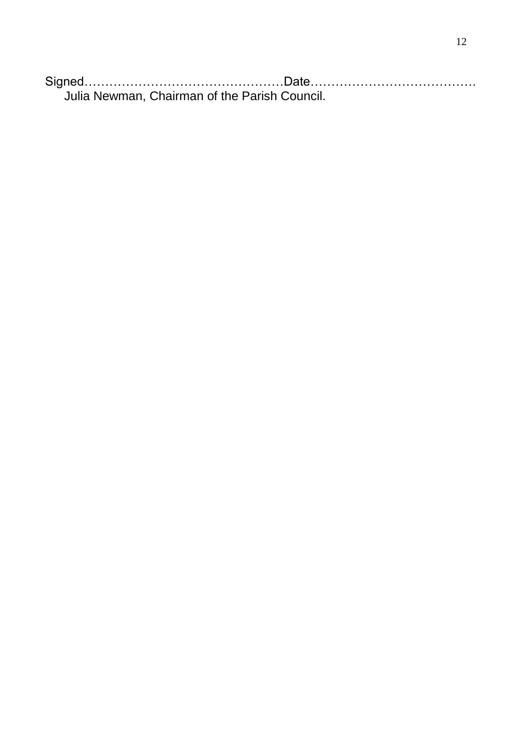Signed…………………………………………Date………………………………….
Julia Newman, Chairman of the Parish Council.